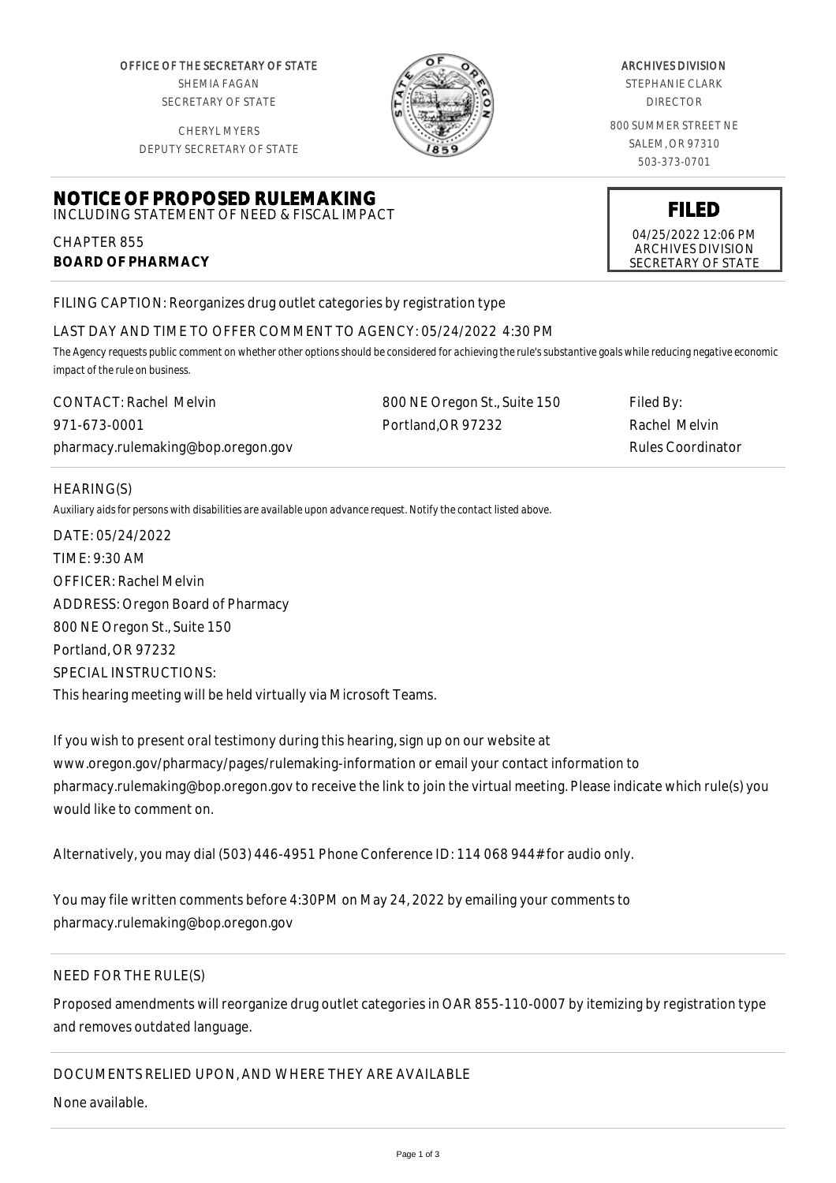OFFICE OF THE SECRETARY OF STATE
SHEMIA FAGAN
SECRETARY OF STATE

CHERYL MYERS
DEPUTY SECRETARY OF STATE

ARCHIVES DIVISION
STEPHANIE CLARK
DIRECTOR

800 SUMMER STREET NE
SALEM, OR 97310
503-373-0701

**FILED**
04/25/2022 12:06 PM
ARCHIVES DIVISION
SECRETARY OF STATE

# NOTICE OF PROPOSED RULEMAKING

INCLUDING STATEMENT OF NEED & FISCAL IMPACT

CHAPTER 855
**BOARD OF PHARMACY**

FILING CAPTION: Reorganizes drug outlet categories by registration type

LAST DAY AND TIME TO OFFER COMMENT TO AGENCY: 05/24/2022 4:30 PM

*The Agency requests public comment on whether other options should be considered for achieving the rule's substantive goals while reducing negative economic impact of the rule on business.*

CONTACT: Rachel Melvin
971-673-0001
pharmacy.rulemaking@bop.oregon.gov

800 NE Oregon St., Suite 150
Portland,OR 97232

Filed By:
Rachel Melvin
Rules Coordinator

HEARING(S)

*Auxiliary aids for persons with disabilities are available upon advance request. Notify the contact listed above.*

DATE: 05/24/2022
TIME: 9:30 AM
OFFICER: Rachel Melvin
ADDRESS: Oregon Board of Pharmacy
800 NE Oregon St., Suite 150
Portland, OR 97232
SPECIAL INSTRUCTIONS:
This hearing meeting will be held virtually via Microsoft Teams.

If you wish to present oral testimony during this hearing, sign up on our website at www.oregon.gov/pharmacy/pages/rulemaking-information or email your contact information to pharmacy.rulemaking@bop.oregon.gov to receive the link to join the virtual meeting. Please indicate which rule(s) you would like to comment on.

Alternatively, you may dial (503) 446-4951 Phone Conference ID: 114 068 944# for audio only.

You may file written comments before 4:30PM on May 24, 2022 by emailing your comments to pharmacy.rulemaking@bop.oregon.gov

NEED FOR THE RULE(S)

Proposed amendments will reorganize drug outlet categories in OAR 855-110-0007 by itemizing by registration type and removes outdated language.

DOCUMENTS RELIED UPON, AND WHERE THEY ARE AVAILABLE

None available.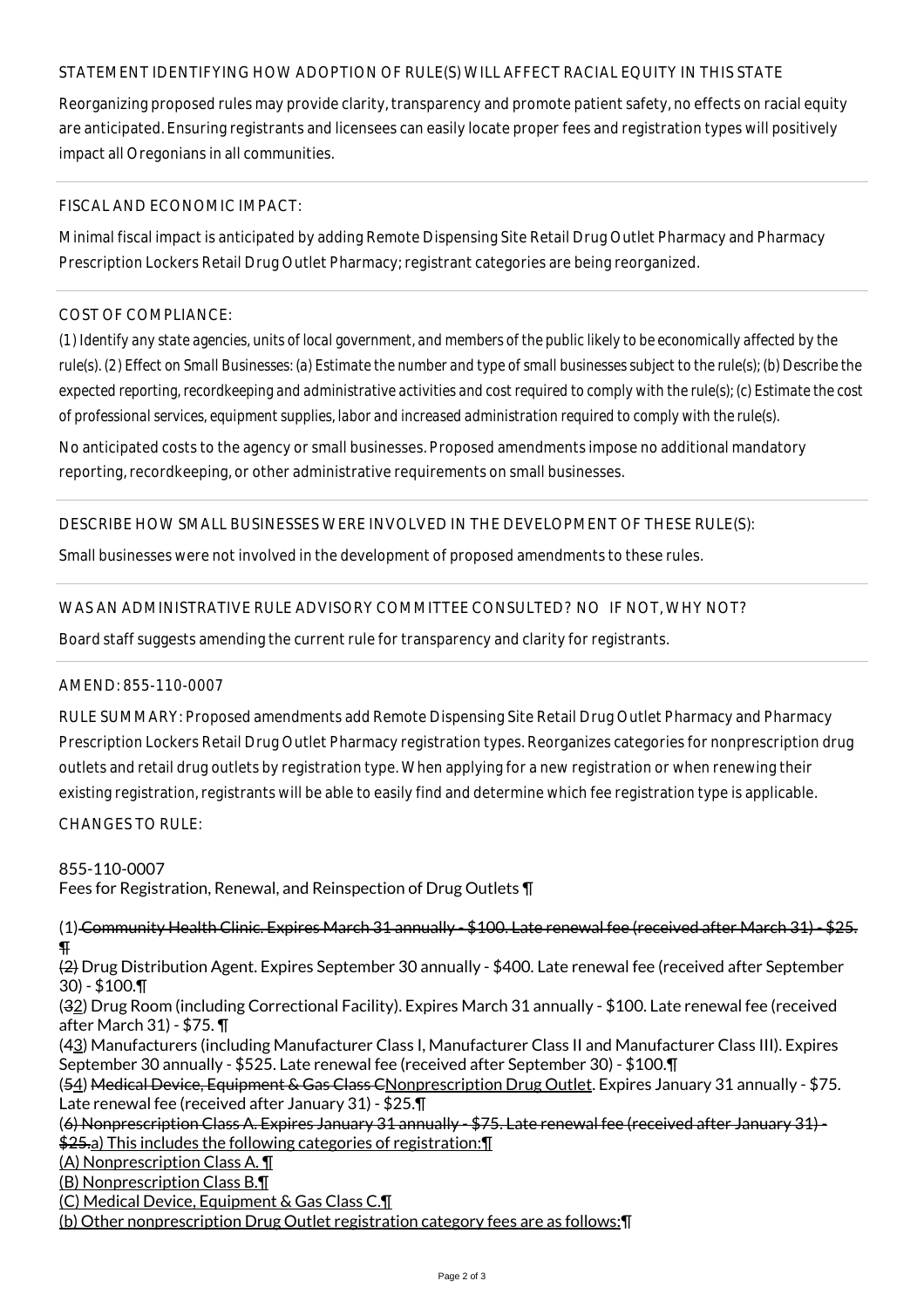STATEMENT IDENTIFYING HOW ADOPTION OF RULE(S) WILL AFFECT RACIAL EQUITY IN THIS STATE

Reorganizing proposed rules may provide clarity, transparency and promote patient safety, no effects on racial equity are anticipated. Ensuring registrants and licensees can easily locate proper fees and registration types will positively impact all Oregonians in all communities.

FISCAL AND ECONOMIC IMPACT:

Minimal fiscal impact is anticipated by adding Remote Dispensing Site Retail Drug Outlet Pharmacy and Pharmacy Prescription Lockers Retail Drug Outlet Pharmacy; registrant categories are being reorganized.

COST OF COMPLIANCE:

*(1) Identify any state agencies, units of local government, and members of the public likely to be economically affected by the rule(s). (2) Effect on Small Businesses: (a) Estimate the number and type of small businesses subject to the rule(s); (b) Describe the expected reporting, recordkeeping and administrative activities and cost required to comply with the rule(s); (c) Estimate the cost of professional services, equipment supplies, labor and increased administration required to comply with the rule(s).*

No anticipated costs to the agency or small businesses. Proposed amendments impose no additional mandatory reporting, recordkeeping, or other administrative requirements on small businesses.

DESCRIBE HOW SMALL BUSINESSES WERE INVOLVED IN THE DEVELOPMENT OF THESE RULE(S):

Small businesses were not involved in the development of proposed amendments to these rules.

WAS AN ADMINISTRATIVE RULE ADVISORY COMMITTEE CONSULTED? NO IF NOT, WHY NOT?

Board staff suggests amending the current rule for transparency and clarity for registrants.

AMEND: 855-110-0007

RULE SUMMARY: Proposed amendments add Remote Dispensing Site Retail Drug Outlet Pharmacy and Pharmacy Prescription Lockers Retail Drug Outlet Pharmacy registration types. Reorganizes categories for nonprescription drug outlets and retail drug outlets by registration type. When applying for a new registration or when renewing their existing registration, registrants will be able to easily find and determine which fee registration type is applicable.

CHANGES TO RULE:

855-110-0007
Fees for Registration, Renewal, and Reinspection of Drug Outlets ¶

(1) ~~Community Health Clinic. Expires March 31 annually - \$100. Late renewal fee (received after March 31) - \$25. ¶~~
~~(2)~~ Drug Distribution Agent. Expires September 30 annually - \$400. Late renewal fee (received after September 30) - \$100.¶
(~~3~~2) Drug Room (including Correctional Facility). Expires March 31 annually - \$100. Late renewal fee (received after March 31) - \$75. ¶
(~~4~~3) Manufacturers (including Manufacturer Class I, Manufacturer Class II and Manufacturer Class III). Expires September 30 annually - \$525. Late renewal fee (received after September 30) - \$100.¶
(~~5~~4) ~~Medical Device, Equipment & Gas Class C~~Nonprescription Drug Outlet. Expires January 31 annually - \$75. Late renewal fee (received after January 31) - \$25.¶
(~~6) Nonprescription Class A. Expires January 31 annually - \$75. Late renewal fee (received after January 31) - \$25.~~a) This includes the following categories of registration:¶
(A) Nonprescription Class A. ¶
(B) Nonprescription Class B.¶
(C) Medical Device, Equipment & Gas Class C.¶
(b) Other nonprescription Drug Outlet registration category fees are as follows:¶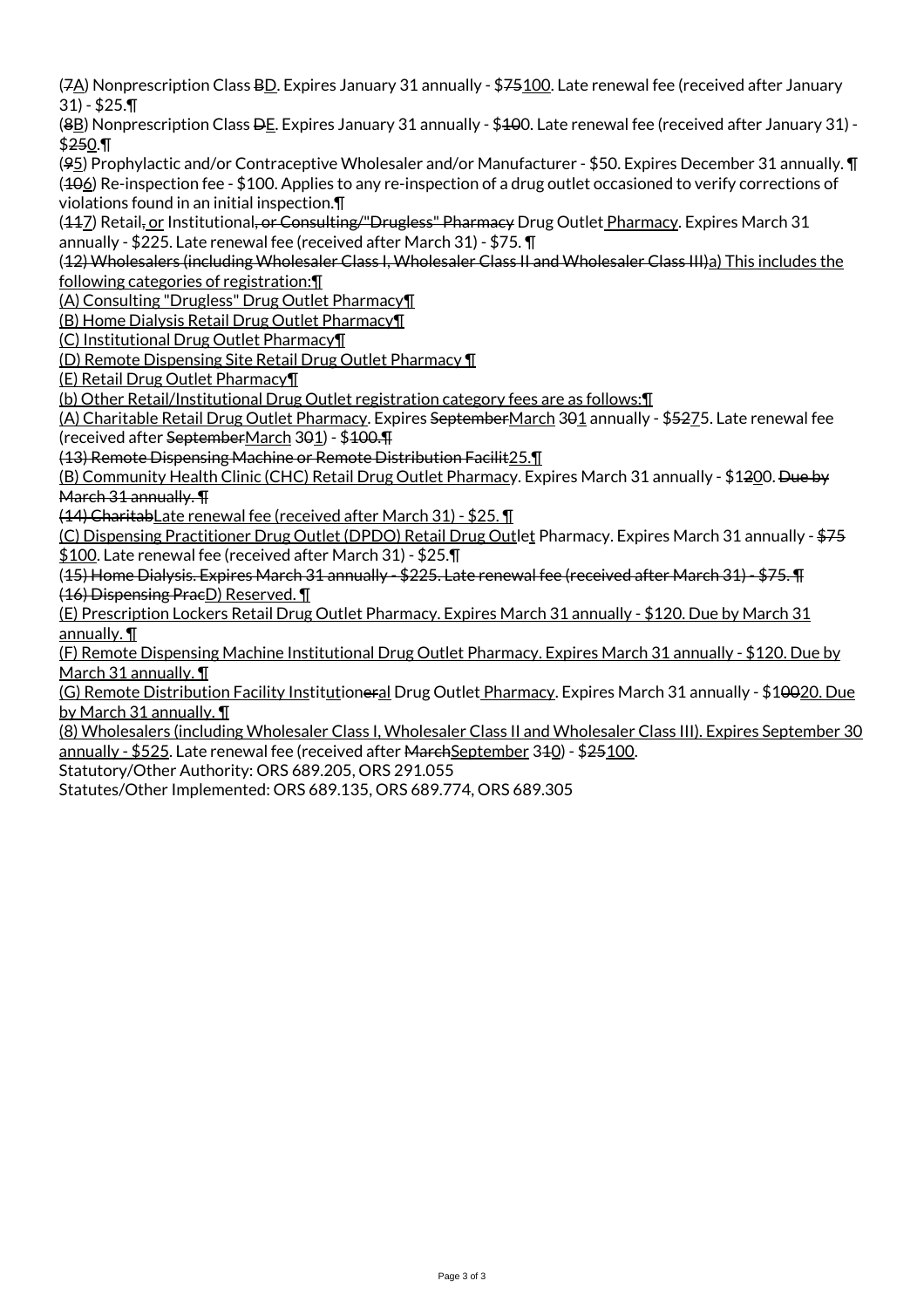(~~7~~A) Nonprescription Class ~~B~~D. Expires January 31 annually - $~~75~~100. Late renewal fee (received after January 31) - $25.¶

(~~8~~B) Nonprescription Class ~~D~~E. Expires January 31 annually - $~~1~~00. Late renewal fee (received after January 31) - $~~25~~0.¶

(~~9~~5) Prophylactic and/or Contraceptive Wholesaler and/or Manufacturer - $50. Expires December 31 annually. ¶

(~~10~~6) Re-inspection fee - $100. Applies to any re-inspection of a drug outlet occasioned to verify corrections of violations found in an initial inspection.¶

(~~11~~7) Retail~~,~~ or Institutional~~, or Consulting/"Drugless" Pharmacy~~ Drug Outlet Pharmacy. Expires March 31 annually - $225. Late renewal fee (received after March 31) - $75. ¶

(~~12) Wholesalers (including Wholesaler Class I, Wholesaler Class II and Wholesaler Class III)~~a) This includes the following categories of registration:¶

(A) Consulting "Drugless" Drug Outlet Pharmacy¶

(B) Home Dialysis Retail Drug Outlet Pharmacy¶

(C) Institutional Drug Outlet Pharmacy¶

(D) Remote Dispensing Site Retail Drug Outlet Pharmacy ¶

(E) Retail Drug Outlet Pharmacy¶

(b) Other Retail/Institutional Drug Outlet registration category fees are as follows:¶

(A) Charitable Retail Drug Outlet Pharmacy. Expires ~~September~~March 3~~0~~1 annually - $~~52~~75. Late renewal fee (received after ~~September~~March 3~~0~~1) - $~~100.¶~~

~~(13) Remote Dispensing Machine or Remote Distribution Facilit~~25.¶

(B) Community Health Clinic (CHC) Retail Drug Outlet Pharmacy. Expires March 31 annually - $1~~2~~00. ~~Due by March 31 annually. ¶~~

~~(14) Charitab~~Late renewal fee (received after March 31) - $25. ¶

(C) Dispensing Practitioner Drug Outlet (DPDO) Retail Drug Outlet Pharmacy. Expires March 31 annually - ~~$75~~ $100. Late renewal fee (received after March 31) - $25.¶

(~~15) Home Dialysis. Expires March 31 annually - $225. Late renewal fee (received after March 31) - $75. ¶~~
~~(16) Dispensing Prac~~D) Reserved. ¶

(E) Prescription Lockers Retail Drug Outlet Pharmacy. Expires March 31 annually - $120. Due by March 31 annually. ¶

(F) Remote Dispensing Machine Institutional Drug Outlet Pharmacy. Expires March 31 annually - $120. Due by March 31 annually. ¶

(G) Remote Distribution Facility Institution~~er~~al Drug Outlet Pharmacy. Expires March 31 annually - $1~~00~~20. Due by March 31 annually. ¶

(8) Wholesalers (including Wholesaler Class I, Wholesaler Class II and Wholesaler Class III). Expires September 30 annually - $525. Late renewal fee (received after ~~March~~September 3~~1~~0) - $~~25~~100.

Statutory/Other Authority: ORS 689.205, ORS 291.055

Statutes/Other Implemented: ORS 689.135, ORS 689.774, ORS 689.305